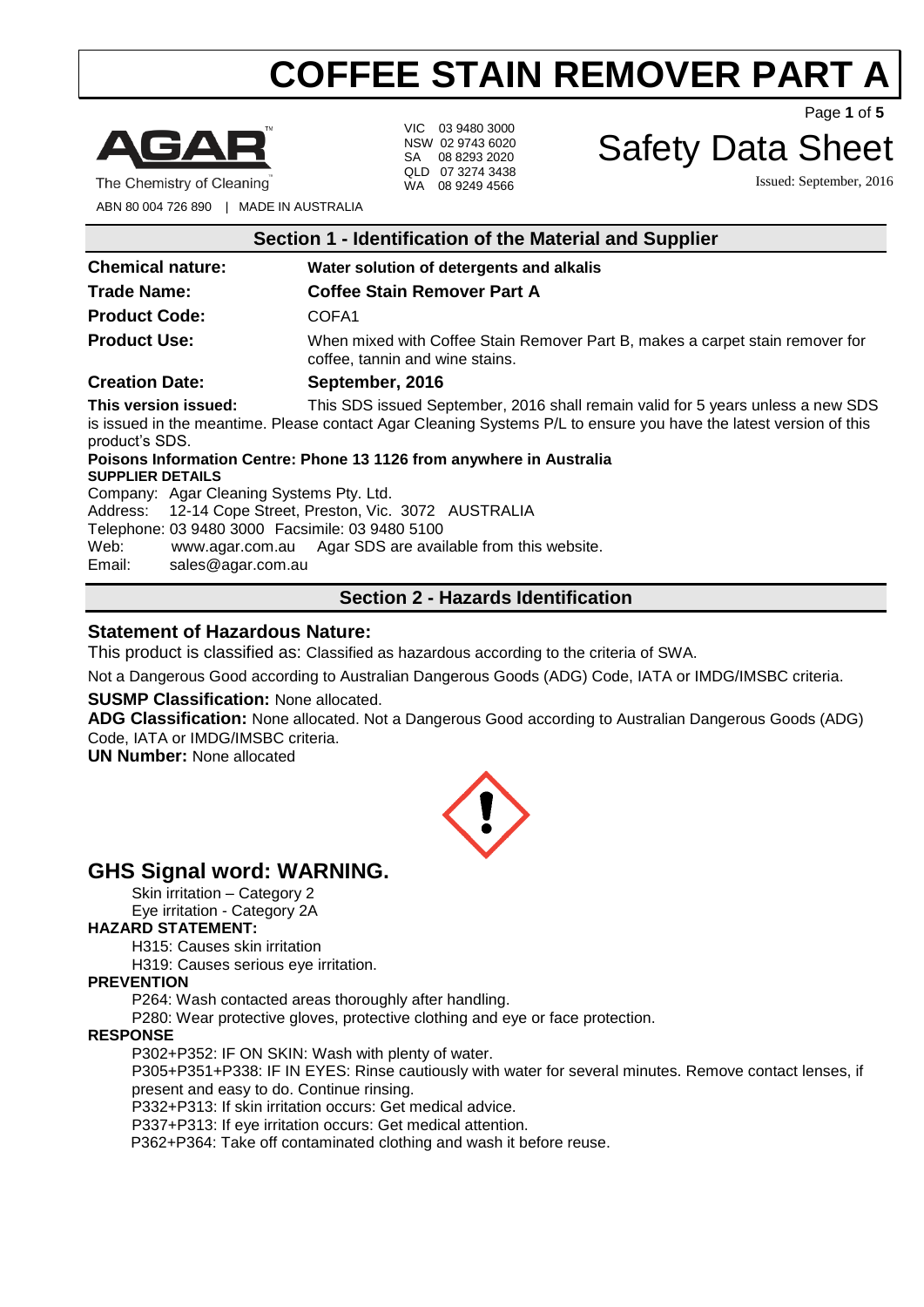# COFFEE STAIN REMOVER PART A

**AGAR** The Chemistry of Cleaning

ABN 80 004 726 890 | MADE IN AUSTRALIA

VIC 03 9480 3000
NSW 02 9743 6020
SA 08 8293 2020
QLD 07 3274 3438
WA 08 9249 4566

# Safety Data Sheet

Issued: September, 2016

## Section 1 - Identification of the Material and Supplier

**Chemical nature:** **Water solution of detergents and alkalis**

**Trade Name:** **Coffee Stain Remover Part A**

**Product Code:** COFA1

**Product Use:** When mixed with Coffee Stain Remover Part B, makes a carpet stain remover for coffee, tannin and wine stains.

**Creation Date:** **September, 2016**

**This version issued:** This SDS issued September, 2016 shall remain valid for 5 years unless a new SDS is issued in the meantime. Please contact Agar Cleaning Systems P/L to ensure you have the latest version of this product's SDS.

**Poisons Information Centre: Phone 13 1126 from anywhere in Australia**

**SUPPLIER DETAILS**

Company: Agar Cleaning Systems Pty. Ltd.
Address: 12-14 Cope Street, Preston, Vic. 3072 AUSTRALIA
Telephone: 03 9480 3000 Facsimile: 03 9480 5100
Web: www.agar.com.au Agar SDS are available from this website.
Email: sales@agar.com.au

## Section 2 - Hazards Identification

### Statement of Hazardous Nature:

This product is classified as: Classified as hazardous according to the criteria of SWA.

Not a Dangerous Good according to Australian Dangerous Goods (ADG) Code, IATA or IMDG/IMSBC criteria.

**SUSMP Classification:** None allocated.

**ADG Classification:** None allocated. Not a Dangerous Good according to Australian Dangerous Goods (ADG) Code, IATA or IMDG/IMSBC criteria.

**UN Number:** None allocated

## GHS Signal word: WARNING.

Skin irritation – Category 2
Eye irritation - Category 2A

**HAZARD STATEMENT:**

H315: Causes skin irritation
H319: Causes serious eye irritation.

**PREVENTION**

P264: Wash contacted areas thoroughly after handling.
P280: Wear protective gloves, protective clothing and eye or face protection.

**RESPONSE**

P302+P352: IF ON SKIN: Wash with plenty of water.
P305+P351+P338: IF IN EYES: Rinse cautiously with water for several minutes. Remove contact lenses, if present and easy to do. Continue rinsing.
P332+P313: If skin irritation occurs: Get medical advice.
P337+P313: If eye irritation occurs: Get medical attention.
P362+P364: Take off contaminated clothing and wash it before reuse.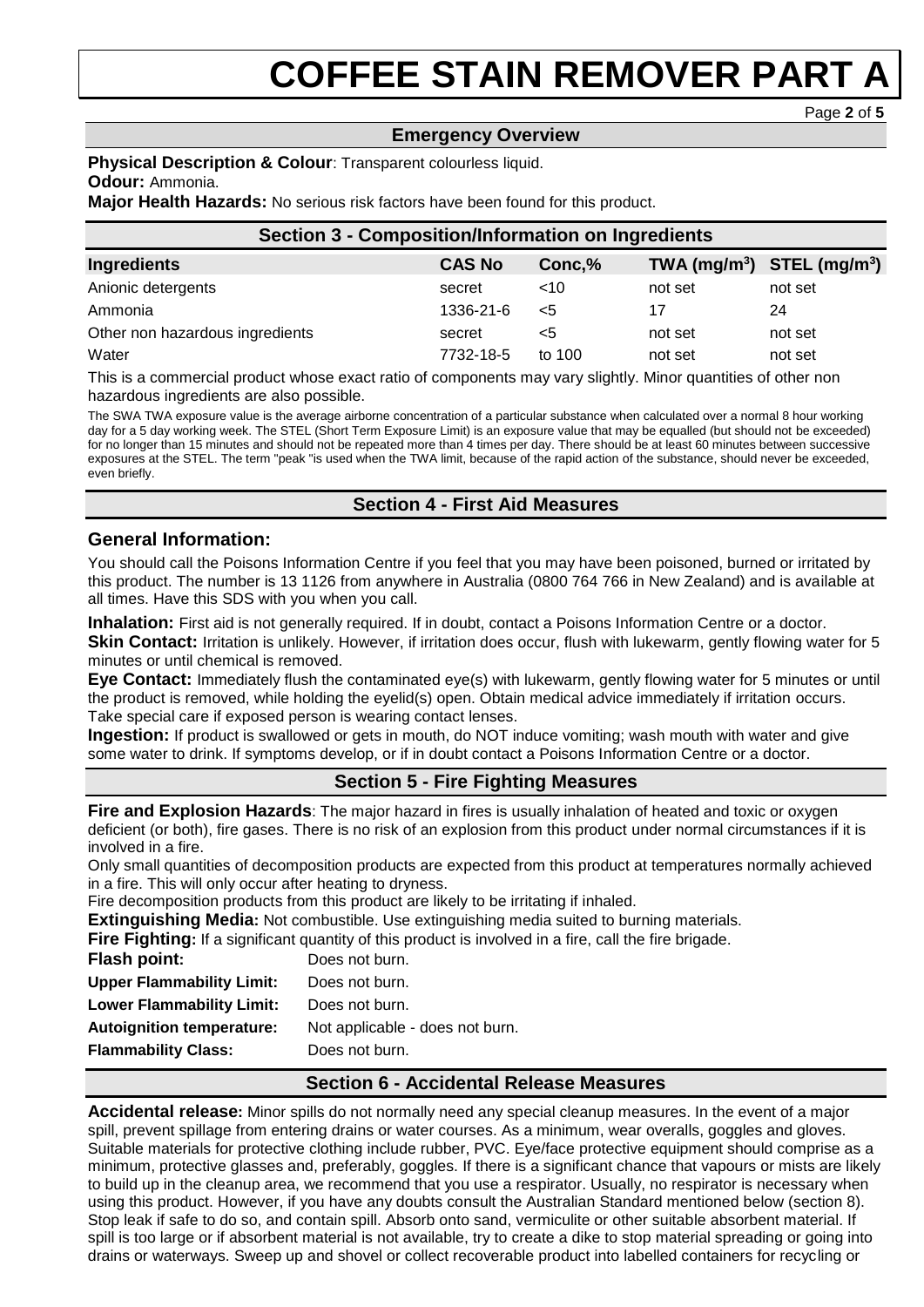## Emergency Overview

**Physical Description & Colour**: Transparent colourless liquid.
**Odour:** Ammonia.
**Major Health Hazards:** No serious risk factors have been found for this product.

## Section 3 - Composition/Information on Ingredients

| Ingredients | CAS No | Conc,% | TWA ($mg/m^3$) | STEL ($mg/m^3$) |
|---|---|---|---|---|
| Anionic detergents | secret | <10 | not set | not set |
| Ammonia | 1336-21-6 | <5 | 17 | 24 |
| Other non hazardous ingredients | secret | <5 | not set | not set |
| Water | 7732-18-5 | to 100 | not set | not set |

This is a commercial product whose exact ratio of components may vary slightly. Minor quantities of other non hazardous ingredients are also possible.

The SWA TWA exposure value is the average airborne concentration of a particular substance when calculated over a normal 8 hour working day for a 5 day working week. The STEL (Short Term Exposure Limit) is an exposure value that may be equalled (but should not be exceeded) for no longer than 15 minutes and should not be repeated more than 4 times per day. There should be at least 60 minutes between successive exposures at the STEL. The term "peak "is used when the TWA limit, because of the rapid action of the substance, should never be exceeded, even briefly.

## Section 4 - First Aid Measures

### General Information:

You should call the Poisons Information Centre if you feel that you may have been poisoned, burned or irritated by this product. The number is 13 1126 from anywhere in Australia (0800 764 766 in New Zealand) and is available at all times. Have this SDS with you when you call.

**Inhalation:** First aid is not generally required. If in doubt, contact a Poisons Information Centre or a doctor.
**Skin Contact:** Irritation is unlikely. However, if irritation does occur, flush with lukewarm, gently flowing water for 5 minutes or until chemical is removed.
**Eye Contact:** Immediately flush the contaminated eye(s) with lukewarm, gently flowing water for 5 minutes or until the product is removed, while holding the eyelid(s) open. Obtain medical advice immediately if irritation occurs. Take special care if exposed person is wearing contact lenses.
**Ingestion:** If product is swallowed or gets in mouth, do NOT induce vomiting; wash mouth with water and give some water to drink. If symptoms develop, or if in doubt contact a Poisons Information Centre or a doctor.

## Section 5 - Fire Fighting Measures

**Fire and Explosion Hazards**: The major hazard in fires is usually inhalation of heated and toxic or oxygen deficient (or both), fire gases. There is no risk of an explosion from this product under normal circumstances if it is involved in a fire.
Only small quantities of decomposition products are expected from this product at temperatures normally achieved in a fire. This will only occur after heating to dryness.
Fire decomposition products from this product are likely to be irritating if inhaled.
**Extinguishing Media:** Not combustible. Use extinguishing media suited to burning materials.
**Fire Fighting:** If a significant quantity of this product is involved in a fire, call the fire brigade.

| | |
|---|---|
| **Flash point:** | Does not burn. |
| **Upper Flammability Limit:** | Does not burn. |
| **Lower Flammability Limit:** | Does not burn. |
| **Autoignition temperature:** | Not applicable - does not burn. |
| **Flammability Class:** | Does not burn. |

## Section 6 - Accidental Release Measures

**Accidental release:** Minor spills do not normally need any special cleanup measures. In the event of a major spill, prevent spillage from entering drains or water courses. As a minimum, wear overalls, goggles and gloves. Suitable materials for protective clothing include rubber, PVC. Eye/face protective equipment should comprise as a minimum, protective glasses and, preferably, goggles. If there is a significant chance that vapours or mists are likely to build up in the cleanup area, we recommend that you use a respirator. Usually, no respirator is necessary when using this product. However, if you have any doubts consult the Australian Standard mentioned below (section 8). Stop leak if safe to do so, and contain spill. Absorb onto sand, vermiculite or other suitable absorbent material. If spill is too large or if absorbent material is not available, try to create a dike to stop material spreading or going into drains or waterways. Sweep up and shovel or collect recoverable product into labelled containers for recycling or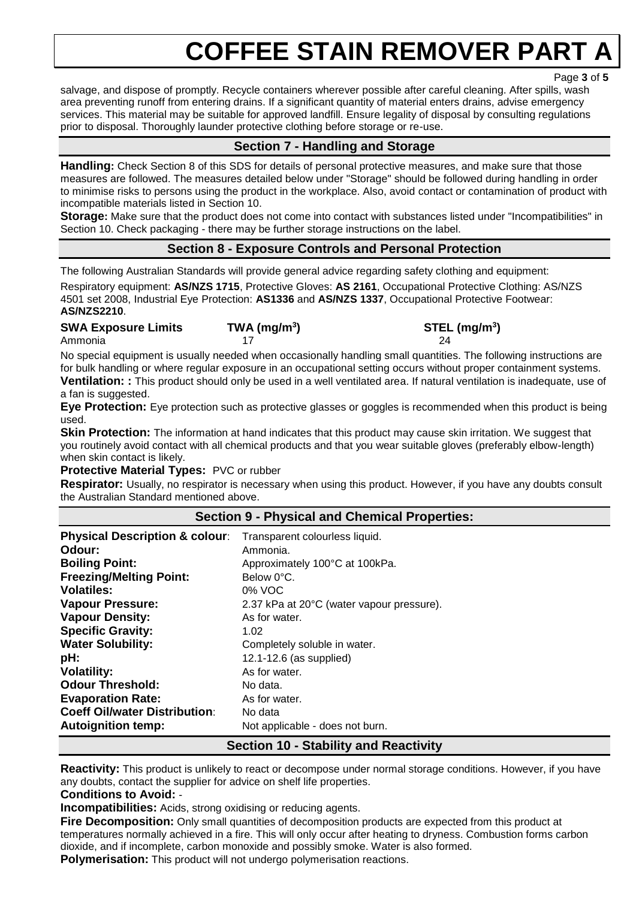salvage, and dispose of promptly. Recycle containers wherever possible after careful cleaning. After spills, wash area preventing runoff from entering drains. If a significant quantity of material enters drains, advise emergency services. This material may be suitable for approved landfill. Ensure legality of disposal by consulting regulations prior to disposal. Thoroughly launder protective clothing before storage or re-use.

## Section 7 - Handling and Storage

**Handling:** Check Section 8 of this SDS for details of personal protective measures, and make sure that those measures are followed. The measures detailed below under "Storage" should be followed during handling in order to minimise risks to persons using the product in the workplace. Also, avoid contact or contamination of product with incompatible materials listed in Section 10.

**Storage:** Make sure that the product does not come into contact with substances listed under "Incompatibilities" in Section 10. Check packaging - there may be further storage instructions on the label.

## Section 8 - Exposure Controls and Personal Protection

The following Australian Standards will provide general advice regarding safety clothing and equipment:

Respiratory equipment: **AS/NZS 1715**, Protective Gloves: **AS 2161**, Occupational Protective Clothing: AS/NZS 4501 set 2008, Industrial Eye Protection: **AS1336** and **AS/NZS 1337**, Occupational Protective Footwear: **AS/NZS2210**.

| SWA Exposure Limits | TWA ($mg/m^3$) | STEL ($mg/m^3$) |
|---|---|---|
| Ammonia | 17 | 24 |

No special equipment is usually needed when occasionally handling small quantities. The following instructions are for bulk handling or where regular exposure in an occupational setting occurs without proper containment systems.

**Ventilation: :** This product should only be used in a well ventilated area. If natural ventilation is inadequate, use of a fan is suggested.

**Eye Protection:** Eye protection such as protective glasses or goggles is recommended when this product is being used.

**Skin Protection:** The information at hand indicates that this product may cause skin irritation. We suggest that you routinely avoid contact with all chemical products and that you wear suitable gloves (preferably elbow-length) when skin contact is likely.

**Protective Material Types:** PVC or rubber

**Respirator:** Usually, no respirator is necessary when using this product. However, if you have any doubts consult the Australian Standard mentioned above.

## Section 9 - Physical and Chemical Properties:

| | |
|---|---|
| **Physical Description & colour**: | Transparent colourless liquid. |
| **Odour:** | Ammonia. |
| **Boiling Point:** | Approximately 100°C at 100kPa. |
| **Freezing/Melting Point:** | Below 0°C. |
| **Volatiles:** | 0% VOC |
| **Vapour Pressure:** | 2.37 kPa at 20°C (water vapour pressure). |
| **Vapour Density:** | As for water. |
| **Specific Gravity:** | 1.02 |
| **Water Solubility:** | Completely soluble in water. |
| **pH:** | 12.1-12.6 (as supplied) |
| **Volatility:** | As for water. |
| **Odour Threshold:** | No data. |
| **Evaporation Rate:** | As for water. |
| **Coeff Oil/water Distribution**: | No data |
| **Autoignition temp:** | Not applicable - does not burn. |

## Section 10 - Stability and Reactivity

**Reactivity:** This product is unlikely to react or decompose under normal storage conditions. However, if you have any doubts, contact the supplier for advice on shelf life properties.

**Conditions to Avoid:** -

**Incompatibilities:** Acids, strong oxidising or reducing agents.

**Fire Decomposition:** Only small quantities of decomposition products are expected from this product at temperatures normally achieved in a fire. This will only occur after heating to dryness. Combustion forms carbon dioxide, and if incomplete, carbon monoxide and possibly smoke. Water is also formed.

**Polymerisation:** This product will not undergo polymerisation reactions.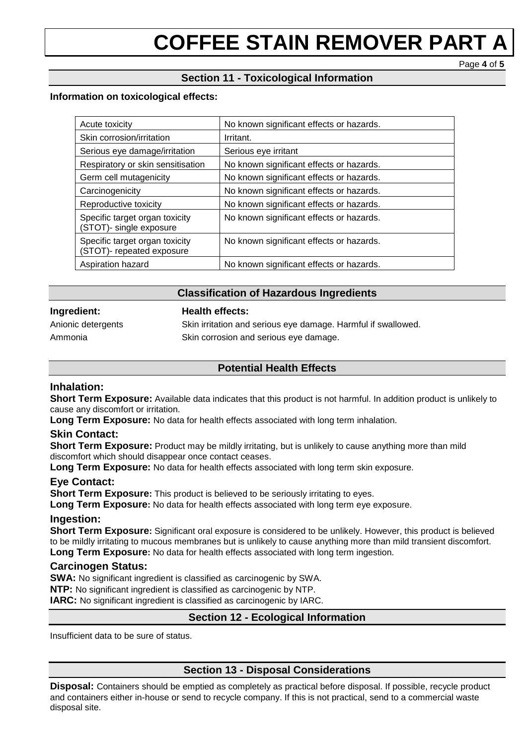## Section 11 - Toxicological Information

**Information on toxicological effects:**

| Acute toxicity | No known significant effects or hazards. |
|---|---|
| Skin corrosion/irritation | Irritant. |
| Serious eye damage/irritation | Serious eye irritant |
| Respiratory or skin sensitisation | No known significant effects or hazards. |
| Germ cell mutagenicity | No known significant effects or hazards. |
| Carcinogenicity | No known significant effects or hazards. |
| Reproductive toxicity | No known significant effects or hazards. |
| Specific target organ toxicity (STOT)- single exposure | No known significant effects or hazards. |
| Specific target organ toxicity (STOT)- repeated exposure | No known significant effects or hazards. |
| Aspiration hazard | No known significant effects or hazards. |

## Classification of Hazardous Ingredients

| **Ingredient:** | **Health effects:** |
|---|---|
| Anionic detergents | Skin irritation and serious eye damage. Harmful if swallowed. |
| Ammonia | Skin corrosion and serious eye damage. |

## Potential Health Effects

### Inhalation:

**Short Term Exposure:** Available data indicates that this product is not harmful. In addition product is unlikely to cause any discomfort or irritation.

**Long Term Exposure:** No data for health effects associated with long term inhalation.

### Skin Contact:

**Short Term Exposure:** Product may be mildly irritating, but is unlikely to cause anything more than mild discomfort which should disappear once contact ceases.

**Long Term Exposure:** No data for health effects associated with long term skin exposure.

### Eye Contact:

**Short Term Exposure:** This product is believed to be seriously irritating to eyes.

**Long Term Exposure:** No data for health effects associated with long term eye exposure.

### Ingestion:

**Short Term Exposure:** Significant oral exposure is considered to be unlikely. However, this product is believed to be mildly irritating to mucous membranes but is unlikely to cause anything more than mild transient discomfort.

**Long Term Exposure:** No data for health effects associated with long term ingestion.

### Carcinogen Status:

**SWA:** No significant ingredient is classified as carcinogenic by SWA.

**NTP:** No significant ingredient is classified as carcinogenic by NTP.

**IARC:** No significant ingredient is classified as carcinogenic by IARC.

## Section 12 - Ecological Information

Insufficient data to be sure of status.

## Section 13 - Disposal Considerations

**Disposal:** Containers should be emptied as completely as practical before disposal. If possible, recycle product and containers either in-house or send to recycle company. If this is not practical, send to a commercial waste disposal site.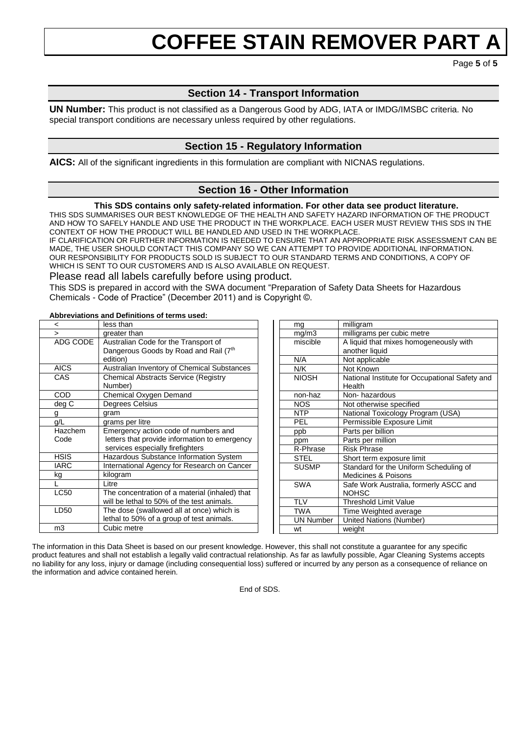## Section 14 - Transport Information

**UN Number:** This product is not classified as a Dangerous Good by ADG, IATA or IMDG/IMSBC criteria. No special transport conditions are necessary unless required by other regulations.

## Section 15 - Regulatory Information

**AICS:** All of the significant ingredients in this formulation are compliant with NICNAS regulations.

## Section 16 - Other Information

**This SDS contains only safety-related information. For other data see product literature.**

THIS SDS SUMMARISES OUR BEST KNOWLEDGE OF THE HEALTH AND SAFETY HAZARD INFORMATION OF THE PRODUCT AND HOW TO SAFELY HANDLE AND USE THE PRODUCT IN THE WORKPLACE. EACH USER MUST REVIEW THIS SDS IN THE CONTEXT OF HOW THE PRODUCT WILL BE HANDLED AND USED IN THE WORKPLACE.
IF CLARIFICATION OR FURTHER INFORMATION IS NEEDED TO ENSURE THAT AN APPROPRIATE RISK ASSESSMENT CAN BE MADE, THE USER SHOULD CONTACT THIS COMPANY SO WE CAN ATTEMPT TO PROVIDE ADDITIONAL INFORMATION.
OUR RESPONSIBILITY FOR PRODUCTS SOLD IS SUBJECT TO OUR STANDARD TERMS AND CONDITIONS, A COPY OF WHICH IS SENT TO OUR CUSTOMERS AND IS ALSO AVAILABLE ON REQUEST.

Please read all labels carefully before using product.

This SDS is prepared in accord with the SWA document "Preparation of Safety Data Sheets for Hazardous Chemicals - Code of Practice" (December 2011) and is Copyright ©.

**Abbreviations and Definitions of terms used:**

| | |
|---|---|
| < | less than |
| > | greater than |
| ADG CODE | Australian Code for the Transport of Dangerous Goods by Road and Rail (7th edition) |
| AICS | Australian Inventory of Chemical Substances |
| CAS | Chemical Abstracts Service (Registry Number) |
| COD | Chemical Oxygen Demand |
| deg C | Degrees Celsius |
| g | gram |
| g/L | grams per litre |
| Hazchem Code | Emergency action code of numbers and letters that provide information to emergency services especially firefighters |
| HSIS | Hazardous Substance Information System |
| IARC | International Agency for Research on Cancer |
| kg | kilogram |
| L | Litre |
| LC50 | The concentration of a material (inhaled) that will be lethal to 50% of the test animals. |
| LD50 | The dose (swallowed all at once) which is lethal to 50% of a group of test animals. |
| m3 | Cubic metre |
| mg | milligram |
| mg/m3 | milligrams per cubic metre |
| miscible | A liquid that mixes homogeneously with another liquid |
| N/A | Not applicable |
| N/K | Not Known |
| NIOSH | National Institute for Occupational Safety and Health |
| non-haz | Non- hazardous |
| NOS | Not otherwise specified |
| NTP | National Toxicology Program (USA) |
| PEL | Permissible Exposure Limit |
| ppb | Parts per billion |
| ppm | Parts per million |
| R-Phrase | Risk Phrase |
| STEL | Short term exposure limit |
| SUSMP | Standard for the Uniform Scheduling of Medicines & Poisons |
| SWA | Safe Work Australia, formerly ASCC and NOHSC |
| TLV | Threshold Limit Value |
| TWA | Time Weighted average |
| UN Number | United Nations (Number) |
| wt | weight |

The information in this Data Sheet is based on our present knowledge. However, this shall not constitute a guarantee for any specific product features and shall not establish a legally valid contractual relationship. As far as lawfully possible, Agar Cleaning Systems accepts no liability for any loss, injury or damage (including consequential loss) suffered or incurred by any person as a consequence of reliance on the information and advice contained herein.

End of SDS.